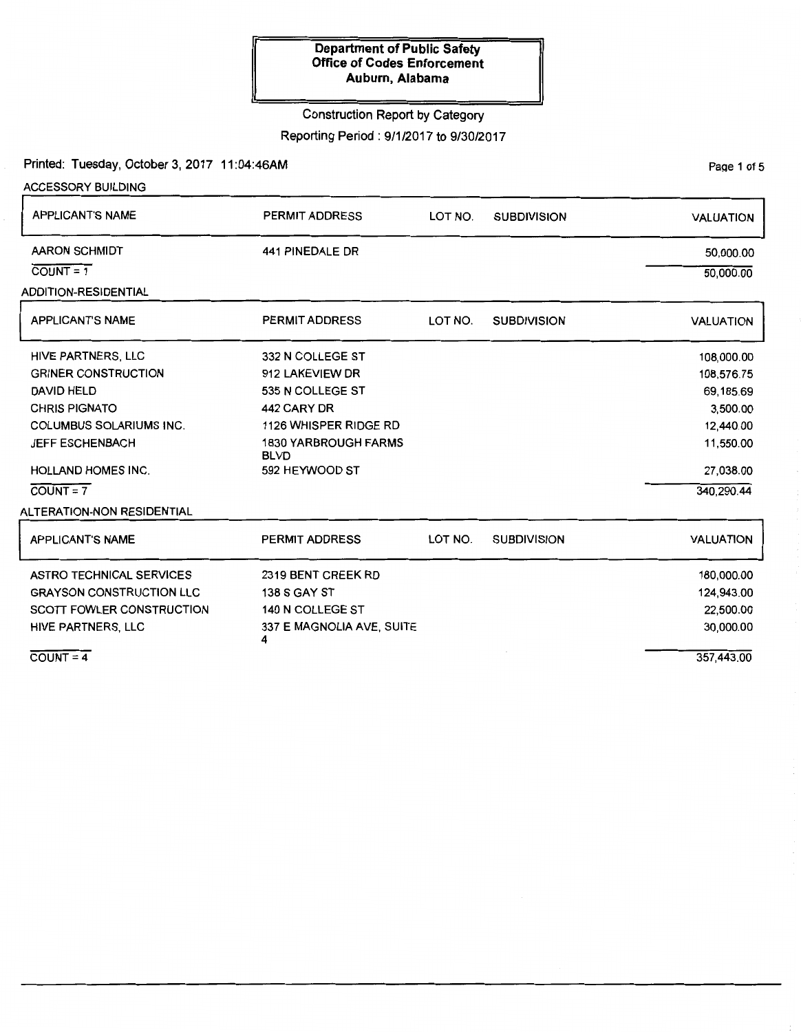**Department of Public Safety**
**Office of Codes Enforcement**
**Auburn, Alabama**

Construction Report by Category

Reporting Period : 9/1/2017 to 9/30/2017

Printed: Tuesday, October 3, 2017 11:04:46AM

## ACCESSORY BUILDING

| APPLICANT'S NAME | PERMIT ADDRESS | LOT NO. | SUBDIVISION | VALUATION |
| --- | --- | --- | --- | --- |
| AARON SCHMIDT | 441 PINEDALE DR | | | 50,000.00 |
| COUNT = 1 | | | | 50,000.00 |

## ADDITION-RESIDENTIAL

| APPLICANT'S NAME | PERMIT ADDRESS | LOT NO. | SUBDIVISION | VALUATION |
| --- | --- | --- | --- | --- |
| HIVE PARTNERS, LLC | 332 N COLLEGE ST | | | 108,000.00 |
| GRINER CONSTRUCTION | 912 LAKEVIEW DR | | | 108,576.75 |
| DAVID HELD | 535 N COLLEGE ST | | | 69,185.69 |
| CHRIS PIGNATO | 442 CARY DR | | | 3,500.00 |
| COLUMBUS SOLARIUMS INC. | 1126 WHISPER RIDGE RD | | | 12,440.00 |
| JEFF ESCHENBACH | 1830 YARBROUGH FARMS BLVD | | | 11,550.00 |
| HOLLAND HOMES INC. | 592 HEYWOOD ST | | | 27,038.00 |
| COUNT = 7 | | | | 340,290.44 |

## ALTERATION-NON RESIDENTIAL

| APPLICANT'S NAME | PERMIT ADDRESS | LOT NO. | SUBDIVISION | VALUATION |
| --- | --- | --- | --- | --- |
| ASTRO TECHNICAL SERVICES | 2319 BENT CREEK RD | | | 180,000.00 |
| GRAYSON CONSTRUCTION LLC | 138 S GAY ST | | | 124,943.00 |
| SCOTT FOWLER CONSTRUCTION | 140 N COLLEGE ST | | | 22,500.00 |
| HIVE PARTNERS, LLC | 337 E MAGNOLIA AVE, SUITE 4 | | | 30,000.00 |
| COUNT = 4 | | | | 357,443.00 |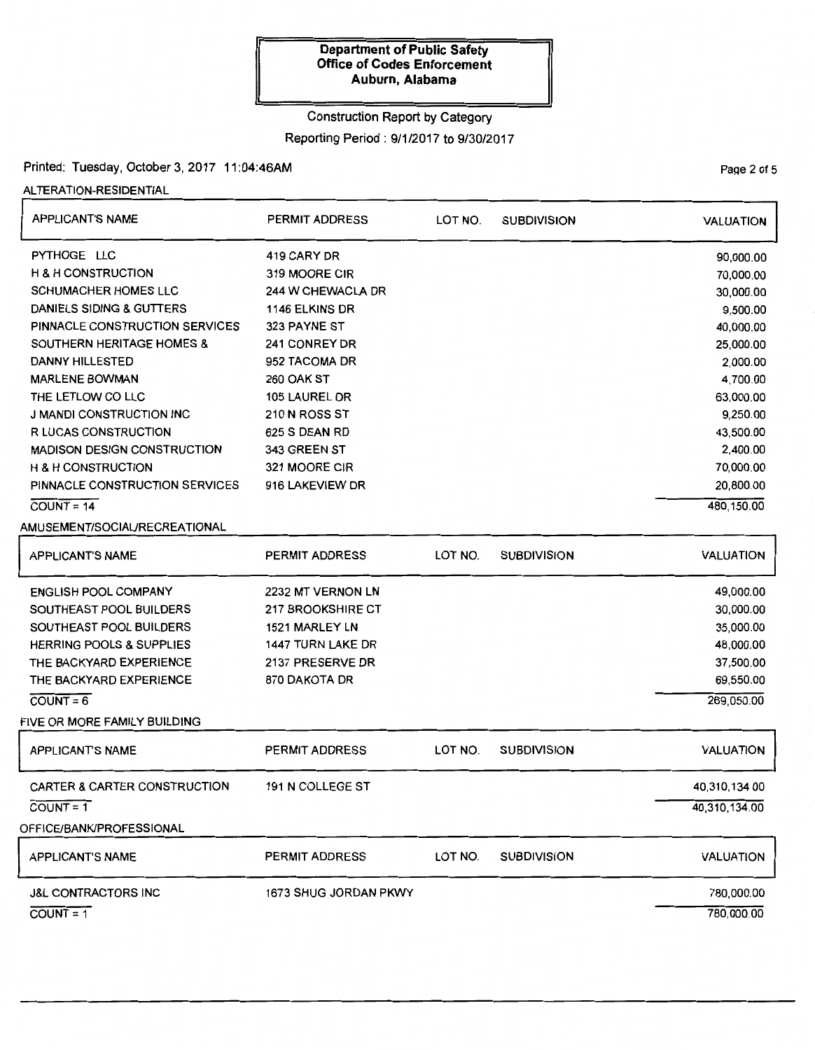**Department of Public Safety**
**Office of Codes Enforcement**
**Auburn, Alabama**

Construction Report by Category

Reporting Period : 9/1/2017 to 9/30/2017

Printed: Tuesday, October 3, 2017 11:04:46AM

## ALTERATION-RESIDENTIAL

| APPLICANT'S NAME | PERMIT ADDRESS | LOT NO. | SUBDIVISION | VALUATION |
|---|---|---|---|---|
| PYTHOGE LLC | 419 CARY DR | | | 90,000.00 |
| H & H CONSTRUCTION | 319 MOORE CIR | | | 70,000.00 |
| SCHUMACHER HOMES LLC | 244 W CHEWACLA DR | | | 30,000.00 |
| DANIELS SIDING & GUTTERS | 1146 ELKINS DR | | | 9,500.00 |
| PINNACLE CONSTRUCTION SERVICES | 323 PAYNE ST | | | 40,000.00 |
| SOUTHERN HERITAGE HOMES & | 241 CONREY DR | | | 25,000.00 |
| DANNY HILLESTED | 952 TACOMA DR | | | 2,000.00 |
| MARLENE BOWMAN | 260 OAK ST | | | 4,700.00 |
| THE LETLOW CO LLC | 105 LAUREL DR | | | 63,000.00 |
| J MANDI CONSTRUCTION INC | 210 N ROSS ST | | | 9,250.00 |
| R LUCAS CONSTRUCTION | 625 S DEAN RD | | | 43,500.00 |
| MADISON DESIGN CONSTRUCTION | 343 GREEN ST | | | 2,400.00 |
| H & H CONSTRUCTION | 321 MOORE CIR | | | 70,000.00 |
| PINNACLE CONSTRUCTION SERVICES | 916 LAKEVIEW DR | | | 20,800.00 |
| COUNT = 14 | | | | 480,150.00 |

## AMUSEMENT/SOCIAL/RECREATIONAL

| APPLICANT'S NAME | PERMIT ADDRESS | LOT NO. | SUBDIVISION | VALUATION |
|---|---|---|---|---|
| ENGLISH POOL COMPANY | 2232 MT VERNON LN | | | 49,000.00 |
| SOUTHEAST POOL BUILDERS | 217 BROOKSHIRE CT | | | 30,000.00 |
| SOUTHEAST POOL BUILDERS | 1521 MARLEY LN | | | 35,000.00 |
| HERRING POOLS & SUPPLIES | 1447 TURN LAKE DR | | | 48,000.00 |
| THE BACKYARD EXPERIENCE | 2137 PRESERVE DR | | | 37,500.00 |
| THE BACKYARD EXPERIENCE | 870 DAKOTA DR | | | 69,550.00 |
| COUNT = 6 | | | | 269,050.00 |

## FIVE OR MORE FAMILY BUILDING

| APPLICANT'S NAME | PERMIT ADDRESS | LOT NO. | SUBDIVISION | VALUATION |
|---|---|---|---|---|
| CARTER & CARTER CONSTRUCTION | 191 N COLLEGE ST | | | 40,310,134.00 |
| COUNT = 1 | | | | 40,310,134.00 |

## OFFICE/BANK/PROFESSIONAL

| APPLICANT'S NAME | PERMIT ADDRESS | LOT NO. | SUBDIVISION | VALUATION |
|---|---|---|---|---|
| J&L CONTRACTORS INC | 1673 SHUG JORDAN PKWY | | | 780,000.00 |
| COUNT = 1 | | | | 780,000.00 |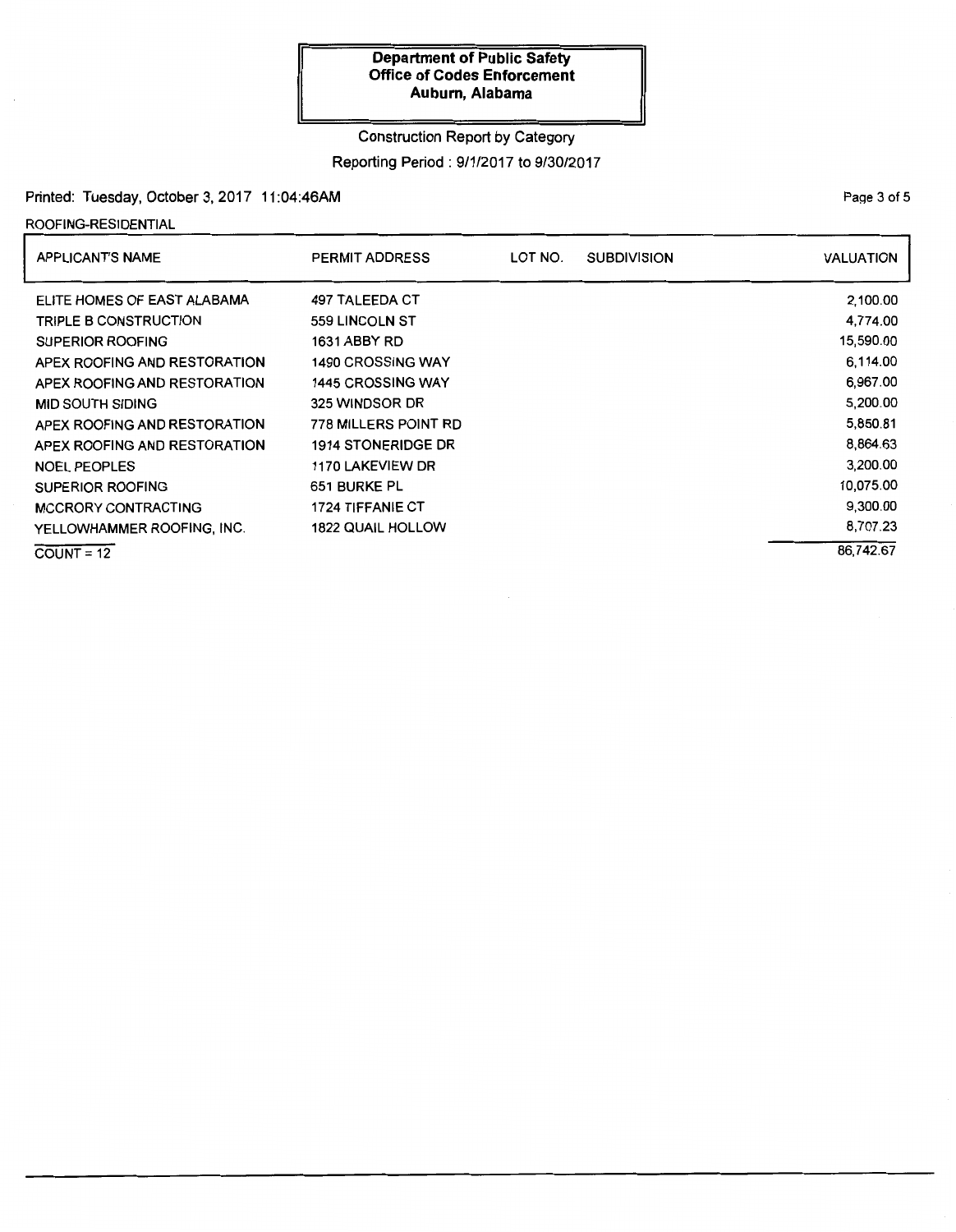**Department of Public Safety**
**Office of Codes Enforcement**
**Auburn, Alabama**

Construction Report by Category

Reporting Period : 9/1/2017 to 9/30/2017

Printed: Tuesday, October 3, 2017 11:04:46AM

ROOFING-RESIDENTIAL

| APPLICANT'S NAME | PERMIT ADDRESS | LOT NO. | SUBDIVISION | VALUATION |
|---|---|---|---|---|
| ELITE HOMES OF EAST ALABAMA | 497 TALEEDA CT | | | 2,100.00 |
| TRIPLE B CONSTRUCTION | 559 LINCOLN ST | | | 4,774.00 |
| SUPERIOR ROOFING | 1631 ABBY RD | | | 15,590.00 |
| APEX ROOFING AND RESTORATION | 1490 CROSSING WAY | | | 6,114.00 |
| APEX ROOFING AND RESTORATION | 1445 CROSSING WAY | | | 6,967.00 |
| MID SOUTH SIDING | 325 WINDSOR DR | | | 5,200.00 |
| APEX ROOFING AND RESTORATION | 778 MILLERS POINT RD | | | 5,850.81 |
| APEX ROOFING AND RESTORATION | 1914 STONERIDGE DR | | | 8,864.63 |
| NOEL PEOPLES | 1170 LAKEVIEW DR | | | 3,200.00 |
| SUPERIOR ROOFING | 651 BURKE PL | | | 10,075.00 |
| MCCRORY CONTRACTING | 1724 TIFFANIE CT | | | 9,300.00 |
| YELLOWHAMMER ROOFING, INC. | 1822 QUAIL HOLLOW | | | 8,707.23 |
| COUNT = 12 | | | | 86,742.67 |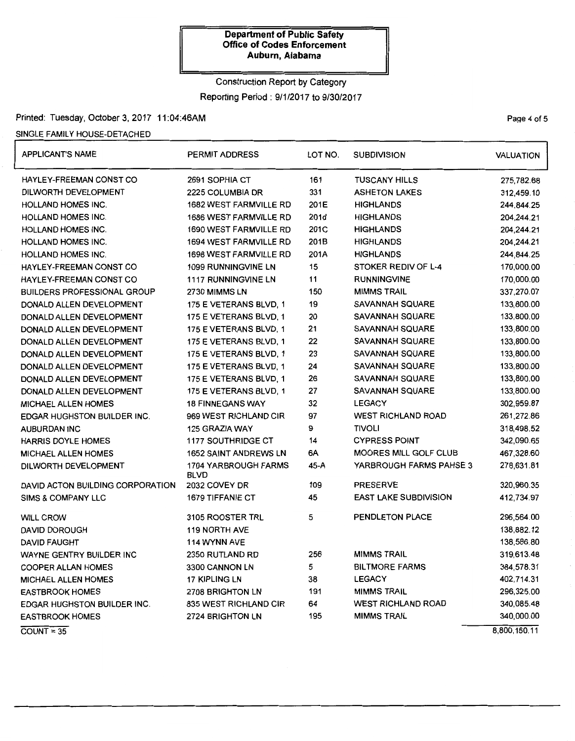**Department of Public Safety**
**Office of Codes Enforcement**
**Auburn, Alabama**

Construction Report by Category

Reporting Period : 9/1/2017 to 9/30/2017

Printed: Tuesday, October 3, 2017 11:04:46AM

SINGLE FAMILY HOUSE-DETACHED

| APPLICANT'S NAME | PERMIT ADDRESS | LOT NO. | SUBDIVISION | VALUATION |
|---|---|---|---|---|
| HAYLEY-FREEMAN CONST CO | 2691 SOPHIA CT | 161 | TUSCANY HILLS | 275,782.68 |
| DILWORTH DEVELOPMENT | 2225 COLUMBIA DR | 331 | ASHETON LAKES | 312,459.10 |
| HOLLAND HOMES INC. | 1682 WEST FARMVILLE RD | 201E | HIGHLANDS | 244,844.25 |
| HOLLAND HOMES INC. | 1686 WEST FARMVILLE RD | 201d | HIGHLANDS | 204,244.21 |
| HOLLAND HOMES INC. | 1690 WEST FARMVILLE RD | 201C | HIGHLANDS | 204,244.21 |
| HOLLAND HOMES INC. | 1694 WEST FARMVILLE RD | 201B | HIGHLANDS | 204,244.21 |
| HOLLAND HOMES INC. | 1698 WEST FARMVILLE RD | 201A | HIGHLANDS | 244,844.25 |
| HAYLEY-FREEMAN CONST CO | 1099 RUNNINGVINE LN | 15 | STOKER REDIV OF L-4 | 170,000.00 |
| HAYLEY-FREEMAN CONST CO | 1117 RUNNINGVINE LN | 11 | RUNNINGVINE | 170,000.00 |
| BUILDERS PROFESSIONAL GROUP | 2730 MIMMS LN | 150 | MIMMS TRAIL | 337,270.07 |
| DONALD ALLEN DEVELOPMENT | 175 E VETERANS BLVD, 1 | 19 | SAVANNAH SQUARE | 133,800.00 |
| DONALD ALLEN DEVELOPMENT | 175 E VETERANS BLVD, 1 | 20 | SAVANNAH SQUARE | 133,800.00 |
| DONALD ALLEN DEVELOPMENT | 175 E VETERANS BLVD, 1 | 21 | SAVANNAH SQUARE | 133,800.00 |
| DONALD ALLEN DEVELOPMENT | 175 E VETERANS BLVD, 1 | 22 | SAVANNAH SQUARE | 133,800.00 |
| DONALD ALLEN DEVELOPMENT | 175 E VETERANS BLVD, 1 | 23 | SAVANNAH SQUARE | 133,800.00 |
| DONALD ALLEN DEVELOPMENT | 175 E VETERANS BLVD, 1 | 24 | SAVANNAH SQUARE | 133,800.00 |
| DONALD ALLEN DEVELOPMENT | 175 E VETERANS BLVD, 1 | 26 | SAVANNAH SQUARE | 133,800.00 |
| DONALD ALLEN DEVELOPMENT | 175 E VETERANS BLVD, 1 | 27 | SAVANNAH SQUARE | 133,800.00 |
| MICHAEL ALLEN HOMES | 18 FINNEGANS WAY | 32 | LEGACY | 302,959.87 |
| EDGAR HUGHSTON BUILDER INC. | 969 WEST RICHLAND CIR | 97 | WEST RICHLAND ROAD | 261,272.86 |
| AUBURDAN INC | 125 GRAZIA WAY | 9 | TIVOLI | 318,498.52 |
| HARRIS DOYLE HOMES | 1177 SOUTHRIDGE CT | 14 | CYPRESS POINT | 342,090.65 |
| MICHAEL ALLEN HOMES | 1652 SAINT ANDREWS LN | 6A | MOORES MILL GOLF CLUB | 467,328.60 |
| DILWORTH DEVELOPMENT | 1704 YARBROUGH FARMS BLVD | 45-A | YARBROUGH FARMS PAHSE 3 | 278,631.81 |
| DAVID ACTON BUILDING CORPORATION | 2032 COVEY DR | 109 | PRESERVE | 320,960.35 |
| SIMS & COMPANY LLC | 1679 TIFFANIE CT | 45 | EAST LAKE SUBDIVISION | 412,734.97 |
| WILL CROW | 3105 ROOSTER TRL | 5 | PENDLETON PLACE | 296,564.00 |
| DAVID DOROUGH | 119 NORTH AVE | | | 138,882.12 |
| DAVID FAUGHT | 114 WYNN AVE | | | 138,586.80 |
| WAYNE GENTRY BUILDER INC | 2350 RUTLAND RD | 256 | MIMMS TRAIL | 319,613.48 |
| COOPER ALLAN HOMES | 3300 CANNON LN | 5 | BILTMORE FARMS | 384,578.31 |
| MICHAEL ALLEN HOMES | 17 KIPLING LN | 38 | LEGACY | 402,714.31 |
| EASTBROOK HOMES | 2708 BRIGHTON LN | 191 | MIMMS TRAIL | 296,325.00 |
| EDGAR HUGHSTON BUILDER INC. | 835 WEST RICHLAND CIR | 64 | WEST RICHLAND ROAD | 340,085.48 |
| EASTBROOK HOMES | 2724 BRIGHTON LN | 195 | MIMMS TRAIL | 340,000.00 |
| COUNT = 35 | | | | 8,800,160.11 |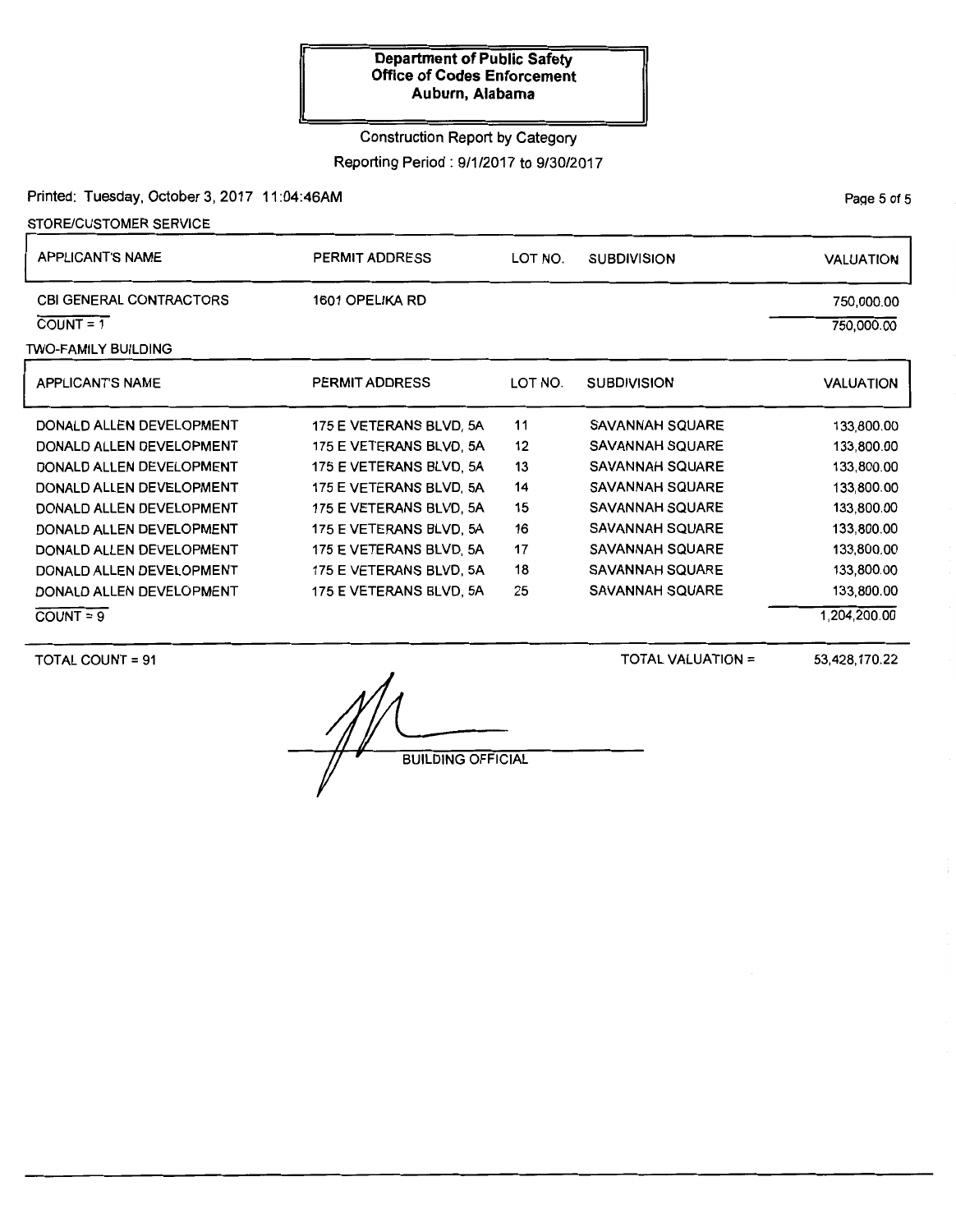**Department of Public Safety**
**Office of Codes Enforcement**
**Auburn, Alabama**

Construction Report by Category

Reporting Period : 9/1/2017 to 9/30/2017

Printed: Tuesday, October 3, 2017 11:04:46AM

STORE/CUSTOMER SERVICE

| APPLICANT'S NAME | PERMIT ADDRESS | LOT NO. | SUBDIVISION | VALUATION |
|---|---|---|---|---|
| CBI GENERAL CONTRACTORS | 1601 OPELIKA RD | | | 750,000.00 |
| COUNT = 1 | | | | 750,000.00 |

TWO-FAMILY BUILDING

| APPLICANT'S NAME | PERMIT ADDRESS | LOT NO. | SUBDIVISION | VALUATION |
|---|---|---|---|---|
| DONALD ALLEN DEVELOPMENT | 175 E VETERANS BLVD, 5A | 11 | SAVANNAH SQUARE | 133,800.00 |
| DONALD ALLEN DEVELOPMENT | 175 E VETERANS BLVD, 5A | 12 | SAVANNAH SQUARE | 133,800.00 |
| DONALD ALLEN DEVELOPMENT | 175 E VETERANS BLVD, 5A | 13 | SAVANNAH SQUARE | 133,800.00 |
| DONALD ALLEN DEVELOPMENT | 175 E VETERANS BLVD, 5A | 14 | SAVANNAH SQUARE | 133,800.00 |
| DONALD ALLEN DEVELOPMENT | 175 E VETERANS BLVD, 5A | 15 | SAVANNAH SQUARE | 133,800.00 |
| DONALD ALLEN DEVELOPMENT | 175 E VETERANS BLVD, 5A | 16 | SAVANNAH SQUARE | 133,800.00 |
| DONALD ALLEN DEVELOPMENT | 175 E VETERANS BLVD, 5A | 17 | SAVANNAH SQUARE | 133,800.00 |
| DONALD ALLEN DEVELOPMENT | 175 E VETERANS BLVD, 5A | 18 | SAVANNAH SQUARE | 133,800.00 |
| DONALD ALLEN DEVELOPMENT | 175 E VETERANS BLVD, 5A | 25 | SAVANNAH SQUARE | 133,800.00 |
| COUNT = 9 | | | | 1,204,200.00 |

TOTAL COUNT = 91

TOTAL VALUATION = 53,428,170.22

BUILDING OFFICIAL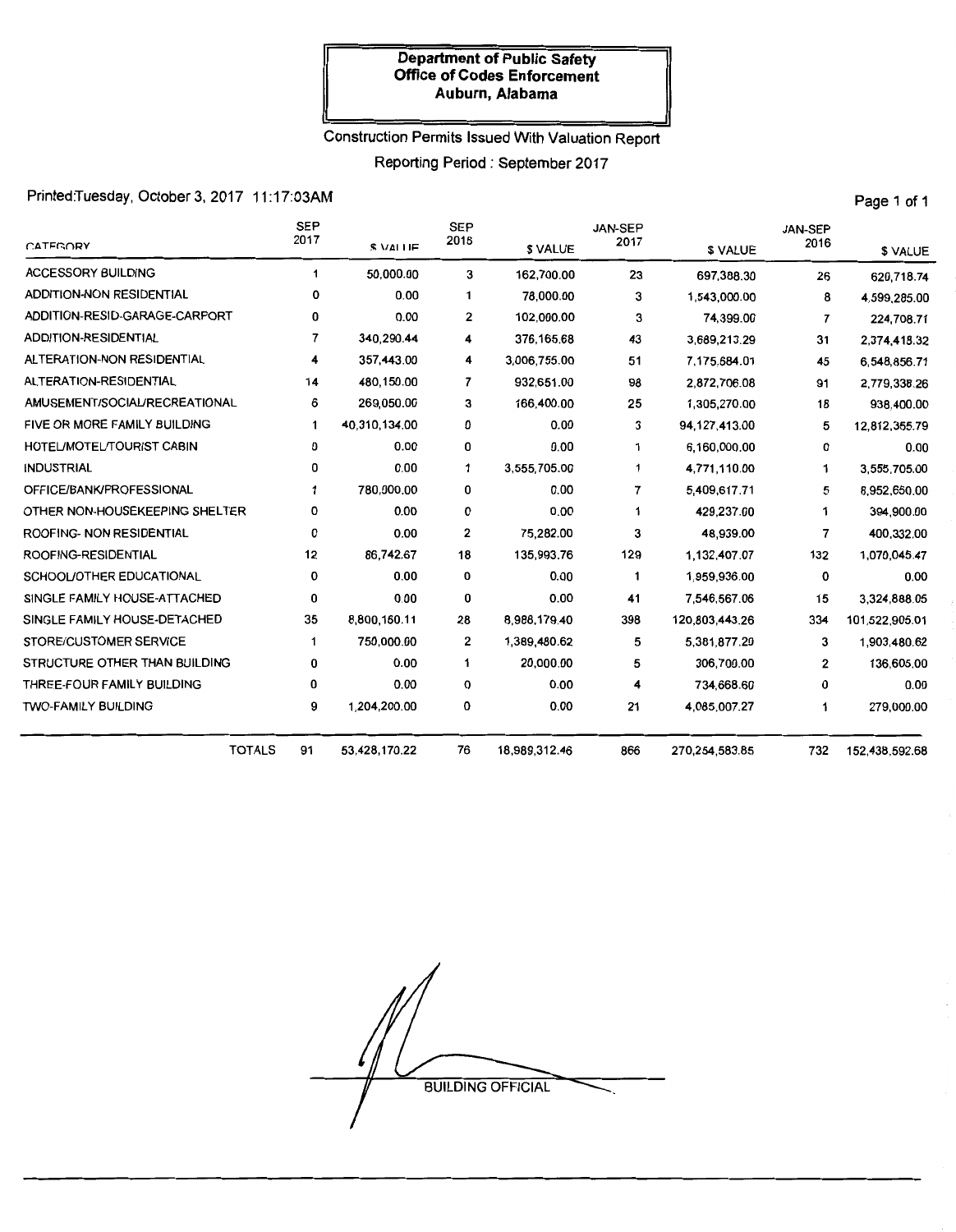**Department of Public Safety**
**Office of Codes Enforcement**
**Auburn, Alabama**

Construction Permits Issued With Valuation Report

Reporting Period : September 2017

Printed:Tuesday, October 3, 2017 11:17:03AM

| CATEGORY | SEP 2017 | $ VALUE | SEP 2016 | $ VALUE | JAN-SEP 2017 | $ VALUE | JAN-SEP 2016 | $ VALUE |
|---|---|---|---|---|---|---|---|---|
| ACCESSORY BUILDING | 1 | 50,000.00 | 3 | 162,700.00 | 23 | 697,388.30 | 26 | 620,718.74 |
| ADDITION-NON RESIDENTIAL | 0 | 0.00 | 1 | 78,000.00 | 3 | 1,543,000.00 | 8 | 4,599,285.00 |
| ADDITION-RESID-GARAGE-CARPORT | 0 | 0.00 | 2 | 102,000.00 | 3 | 74,399.00 | 7 | 224,708.71 |
| ADDITION-RESIDENTIAL | 7 | 340,290.44 | 4 | 376,165.68 | 43 | 3,689,213.29 | 31 | 2,374,418.32 |
| ALTERATION-NON RESIDENTIAL | 4 | 357,443.00 | 4 | 3,006,755.00 | 51 | 7,175,684.01 | 45 | 6,548,856.71 |
| ALTERATION-RESIDENTIAL | 14 | 480,150.00 | 7 | 932,651.00 | 98 | 2,872,706.08 | 91 | 2,779,338.26 |
| AMUSEMENT/SOCIAL/RECREATIONAL | 6 | 269,050.00 | 3 | 166,400.00 | 25 | 1,305,270.00 | 18 | 938,400.00 |
| FIVE OR MORE FAMILY BUILDING | 1 | 40,310,134.00 | 0 | 0.00 | 3 | 94,127,413.00 | 5 | 12,812,355.79 |
| HOTEL/MOTEL/TOURIST CABIN | 0 | 0.00 | 0 | 0.00 | 1 | 6,160,000.00 | 0 | 0.00 |
| INDUSTRIAL | 0 | 0.00 | 1 | 3,555,705.00 | 1 | 4,771,110.00 | 1 | 3,555,705.00 |
| OFFICE/BANK/PROFESSIONAL | 1 | 780,000.00 | 0 | 0.00 | 7 | 5,409,617.71 | 5 | 8,952,650.00 |
| OTHER NON-HOUSEKEEPING SHELTER | 0 | 0.00 | 0 | 0.00 | 1 | 429,237.00 | 1 | 394,900.00 |
| ROOFING- NON RESIDENTIAL | 0 | 0.00 | 2 | 75,282.00 | 3 | 48,939.00 | 7 | 400,332.00 |
| ROOFING-RESIDENTIAL | 12 | 86,742.67 | 18 | 135,993.76 | 129 | 1,132,407.07 | 132 | 1,070,045.47 |
| SCHOOL/OTHER EDUCATIONAL | 0 | 0.00 | 0 | 0.00 | 1 | 1,959,936.00 | 0 | 0.00 |
| SINGLE FAMILY HOUSE-ATTACHED | 0 | 0.00 | 0 | 0.00 | 41 | 7,546,567.06 | 15 | 3,324,888.05 |
| SINGLE FAMILY HOUSE-DETACHED | 35 | 8,800,160.11 | 28 | 8,988,179.40 | 398 | 120,803,443.26 | 334 | 101,522,905.01 |
| STORE/CUSTOMER SERVICE | 1 | 750,000.00 | 2 | 1,389,480.62 | 5 | 5,381,877.29 | 3 | 1,903,480.62 |
| STRUCTURE OTHER THAN BUILDING | 0 | 0.00 | 1 | 20,000.00 | 5 | 306,709.00 | 2 | 136,605.00 |
| THREE-FOUR FAMILY BUILDING | 0 | 0.00 | 0 | 0.00 | 4 | 734,668.60 | 0 | 0.00 |
| TWO-FAMILY BUILDING | 9 | 1,204,200.00 | 0 | 0.00 | 21 | 4,085,007.27 | 1 | 279,000.00 |
| TOTALS | 91 | 53,428,170.22 | 76 | 18,989,312.46 | 866 | 270,254,583.85 | 732 | 152,438,592.68 |

BUILDING OFFICIAL